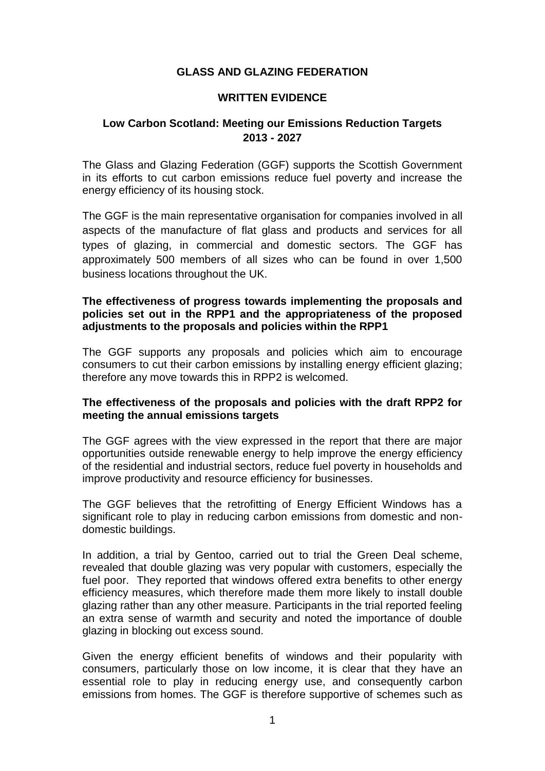**GLASS AND GLAZING FEDERATION**

**WRITTEN EVIDENCE**

**Low Carbon Scotland: Meeting our Emissions Reduction Targets 2013 - 2027**

The Glass and Glazing Federation (GGF) supports the Scottish Government in its efforts to cut carbon emissions reduce fuel poverty and increase the energy efficiency of its housing stock.

The GGF is the main representative organisation for companies involved in all aspects of the manufacture of flat glass and products and services for all types of glazing, in commercial and domestic sectors. The GGF has approximately 500 members of all sizes who can be found in over 1,500 business locations throughout the UK.

**The effectiveness of progress towards implementing the proposals and policies set out in the RPP1 and the appropriateness of the proposed adjustments to the proposals and policies within the RPP1**

The GGF supports any proposals and policies which aim to encourage consumers to cut their carbon emissions by installing energy efficient glazing; therefore any move towards this in RPP2 is welcomed.

**The effectiveness of the proposals and policies with the draft RPP2 for meeting the annual emissions targets**

The GGF agrees with the view expressed in the report that there are major opportunities outside renewable energy to help improve the energy efficiency of the residential and industrial sectors, reduce fuel poverty in households and improve productivity and resource efficiency for businesses.

The GGF believes that the retrofitting of Energy Efficient Windows has a significant role to play in reducing carbon emissions from domestic and non-domestic buildings.

In addition, a trial by Gentoo, carried out to trial the Green Deal scheme, revealed that double glazing was very popular with customers, especially the fuel poor. They reported that windows offered extra benefits to other energy efficiency measures, which therefore made them more likely to install double glazing rather than any other measure. Participants in the trial reported feeling an extra sense of warmth and security and noted the importance of double glazing in blocking out excess sound.

Given the energy efficient benefits of windows and their popularity with consumers, particularly those on low income, it is clear that they have an essential role to play in reducing energy use, and consequently carbon emissions from homes. The GGF is therefore supportive of schemes such as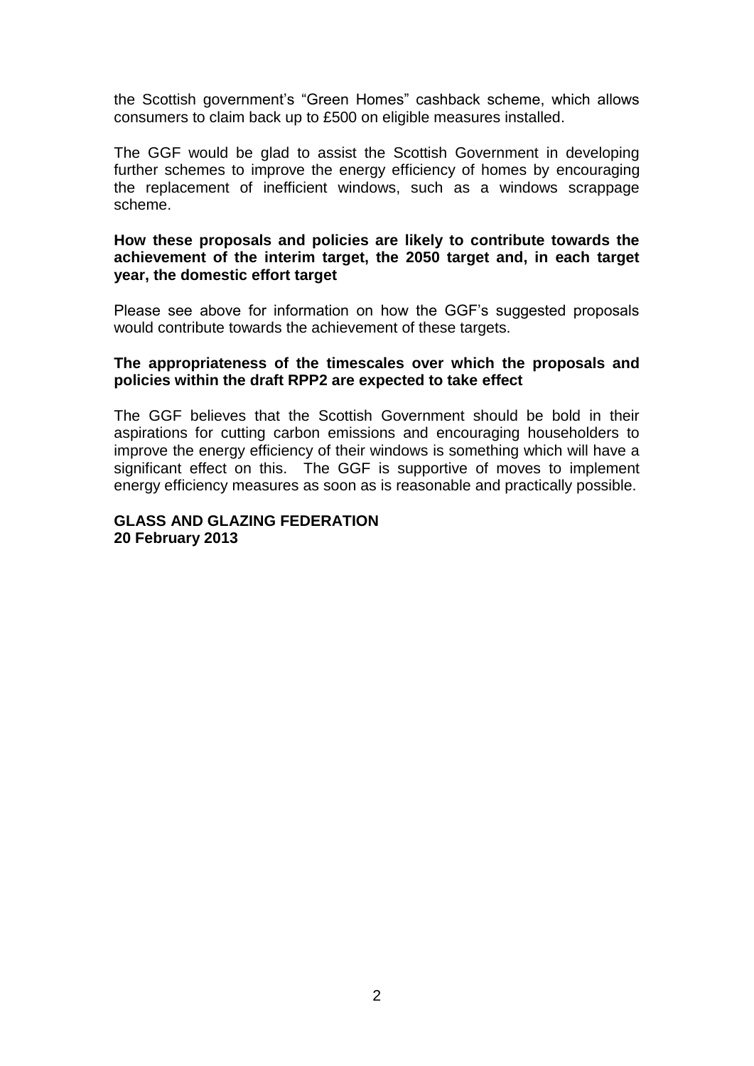the Scottish government's "Green Homes" cashback scheme, which allows consumers to claim back up to £500 on eligible measures installed.

The GGF would be glad to assist the Scottish Government in developing further schemes to improve the energy efficiency of homes by encouraging the replacement of inefficient windows, such as a windows scrappage scheme.

**How these proposals and policies are likely to contribute towards the achievement of the interim target, the 2050 target and, in each target year, the domestic effort target**

Please see above for information on how the GGF's suggested proposals would contribute towards the achievement of these targets.

**The appropriateness of the timescales over which the proposals and policies within the draft RPP2 are expected to take effect**

The GGF believes that the Scottish Government should be bold in their aspirations for cutting carbon emissions and encouraging householders to improve the energy efficiency of their windows is something which will have a significant effect on this. The GGF is supportive of moves to implement energy efficiency measures as soon as is reasonable and practically possible.

**GLASS AND GLAZING FEDERATION**
**20 February 2013**